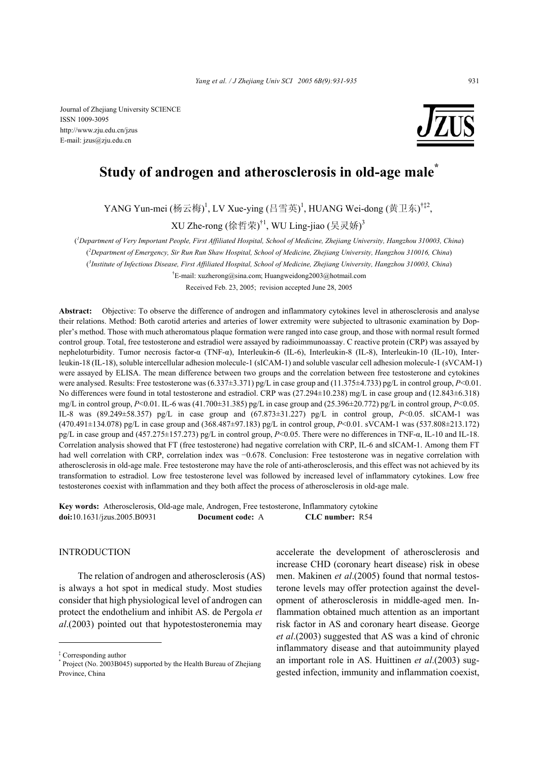Journal of Zhejiang University SCIENCE
ISSN 1009-3095
http://www.zju.edu.cn/jzus
E-mail: jzus@zju.edu.cn

# Study of androgen and atherosclerosis in old-age male[*]

YANG Yun-mei (杨云梅)[1], LV Xue-ying (吕雪英)[1], HUANG Wei-dong (黄卫东)[†‡2], XU Zhe-rong (徐哲荣)[†1], WU Ling-jiao (吴灵娇)[3]

([1]*Department of Very Important People, First Affiliated Hospital, School of Medicine, Zhejiang University, Hangzhou 310003, China*)

([2]*Department of Emergency, Sir Run Run Shaw Hospital, School of Medicine, Zhejiang University, Hangzhou 310016, China*)

([3]*Institute of Infectious Disease, First Affiliated Hospital, School of Medicine, Zhejiang University, Hangzhou 310003, China*)

[†]E-mail: xuzherong@sina.com; Huangweidong2003@hotmail.com

Received Feb. 23, 2005; revision accepted June 28, 2005

**Abstract:** Objective: To observe the difference of androgen and inflammatory cytokines level in atherosclerosis and analyse their relations. Method: Both carotid arteries and arteries of lower extremity were subjected to ultrasonic examination by Doppler's method. Those with much atheromatous plaque formation were ranged into case group, and those with normal result formed control group. Total, free testosterone and estradiol were assayed by radioimmunoassay. C reactive protein (CRP) was assayed by nepheloturbidity. Tumor necrosis factor-α (TNF-α), Interleukin-6 (IL-6), Interleukin-8 (IL-8), Interleukin-10 (IL-10), Interleukin-18 (IL-18), soluble intercellular adhesion molecule-1 (sICAM-1) and soluble vascular cell adhesion molecule-1 (sVCAM-1) were assayed by ELISA. The mean difference between two groups and the correlation between free testosterone and cytokines were analysed. Results: Free testosterone was (6.337±3.371) pg/L in case group and (11.375±4.733) pg/L in control group, $P<0.01$. No differences were found in total testosterone and estradiol. CRP was (27.294±10.238) mg/L in case group and (12.843±6.318) mg/L in control group, $P<0.01$. IL-6 was (41.700±31.385) pg/L in case group and (25.396±20.772) pg/L in control group, $P<0.05$. IL-8 was (89.249±58.357) pg/L in case group and (67.873±31.227) pg/L in control group, $P<0.05$. sICAM-1 was (470.491±134.078) pg/L in case group and (368.487±97.183) pg/L in control group, $P<0.01$. sVCAM-1 was (537.808±213.172) pg/L in case group and (457.275±157.273) pg/L in control group, $P<0.05$. There were no differences in TNF-α, IL-10 and IL-18. Correlation analysis showed that FT (free testosterone) had negative correlation with CRP, IL-6 and sICAM-1. Among them FT had well correlation with CRP, correlation index was −0.678. Conclusion: Free testosterone was in negative correlation with atherosclerosis in old-age male. Free testosterone may have the role of anti-atherosclerosis, and this effect was not achieved by its transformation to estradiol. Low free testosterone level was followed by increased level of inflammatory cytokines. Low free testosterones coexist with inflammation and they both affect the process of atherosclerosis in old-age male.

**Key words:** Atherosclerosis, Old-age male, Androgen, Free testosterone, Inflammatory cytokine
**doi:**10.1631/jzus.2005.B0931 **Document code:** A **CLC number:** R54

## INTRODUCTION

The relation of androgen and atherosclerosis (AS) is always a hot spot in medical study. Most studies consider that high physiological level of androgen can protect the endothelium and inhibit AS. de Pergola *et al*.(2003) pointed out that hypotestosteronemia may accelerate the development of atherosclerosis and increase CHD (coronary heart disease) risk in obese men. Makinen *et al*.(2005) found that normal testosterone levels may offer protection against the development of atherosclerosis in middle-aged men. Inflammation obtained much attention as an important risk factor in AS and coronary heart disease. George *et al*.(2003) suggested that AS was a kind of chronic inflammatory disease and that autoimmunity played an important role in AS. Huittinen *et al*.(2003) suggested infection, immunity and inflammation coexist,

---

[‡] Corresponding author

[*] Project (No. 2003B045) supported by the Health Bureau of Zhejiang Province, China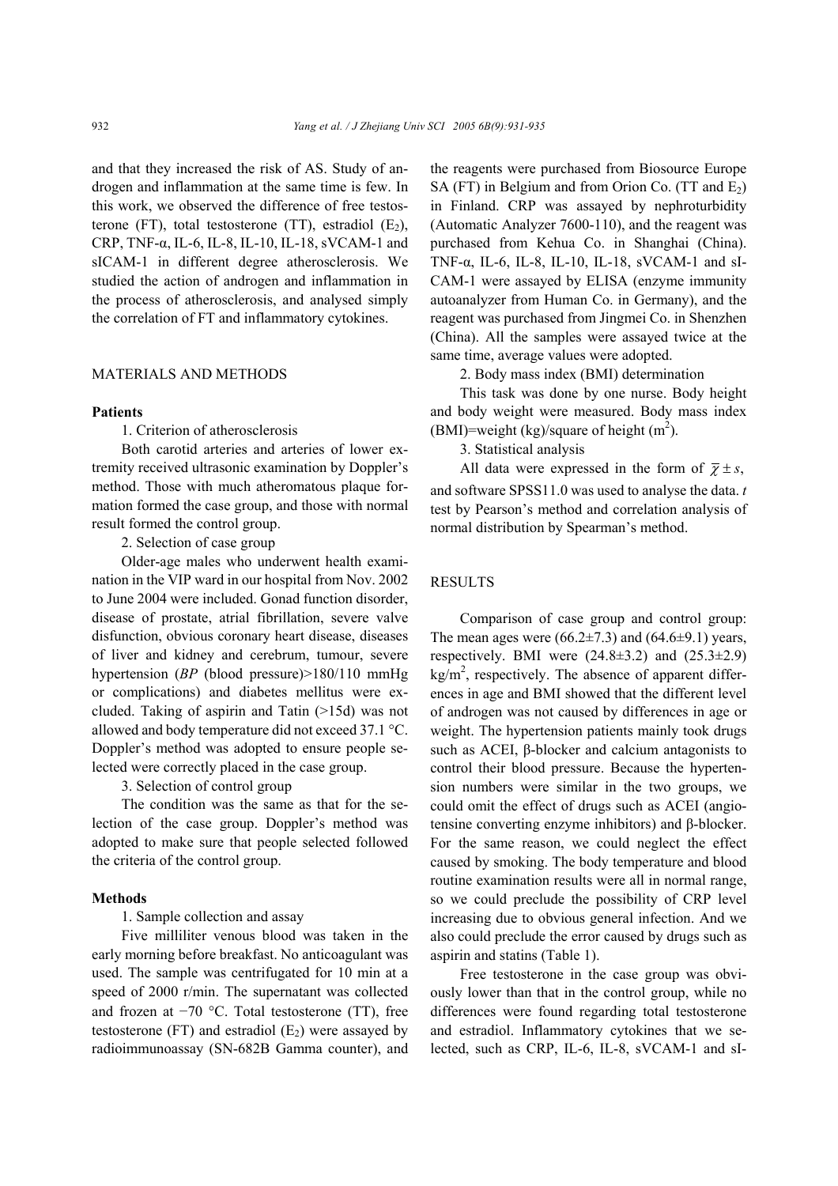and that they increased the risk of AS. Study of androgen and inflammation at the same time is few. In this work, we observed the difference of free testosterone (FT), total testosterone (TT), estradiol ($E_2$), CRP, TNF-α, IL-6, IL-8, IL-10, IL-18, sVCAM-1 and sICAM-1 in different degree atherosclerosis. We studied the action of androgen and inflammation in the process of atherosclerosis, and analysed simply the correlation of FT and inflammatory cytokines.

## MATERIALS AND METHODS

### Patients

1. Criterion of atherosclerosis

Both carotid arteries and arteries of lower extremity received ultrasonic examination by Doppler's method. Those with much atheromatous plaque formation formed the case group, and those with normal result formed the control group.

2. Selection of case group

Older-age males who underwent health examination in the VIP ward in our hospital from Nov. 2002 to June 2004 were included. Gonad function disorder, disease of prostate, atrial fibrillation, severe valve disfunction, obvious coronary heart disease, diseases of liver and kidney and cerebrum, tumour, severe hypertension (*BP* (blood pressure)>180/110 mmHg or complications) and diabetes mellitus were excluded. Taking of aspirin and Tatin (>15d) was not allowed and body temperature did not exceed 37.1 °C. Doppler's method was adopted to ensure people selected were correctly placed in the case group.

3. Selection of control group

The condition was the same as that for the selection of the case group. Doppler's method was adopted to make sure that people selected followed the criteria of the control group.

### Methods

1. Sample collection and assay

Five milliliter venous blood was taken in the early morning before breakfast. No anticoagulant was used. The sample was centrifugated for 10 min at a speed of 2000 r/min. The supernatant was collected and frozen at −70 °C. Total testosterone (TT), free testosterone (FT) and estradiol ($E_2$) were assayed by radioimmunoassay (SN-682B Gamma counter), and the reagents were purchased from Biosource Europe SA (FT) in Belgium and from Orion Co. (TT and $E_2$) in Finland. CRP was assayed by nephroturbidity (Automatic Analyzer 7600-110), and the reagent was purchased from Kehua Co. in Shanghai (China). TNF-α, IL-6, IL-8, IL-10, IL-18, sVCAM-1 and sICAM-1 were assayed by ELISA (enzyme immunity autoanalyzer from Human Co. in Germany), and the reagent was purchased from Jingmei Co. in Shenzhen (China). All the samples were assayed twice at the same time, average values were adopted.

2. Body mass index (BMI) determination

This task was done by one nurse. Body height and body weight were measured. Body mass index (BMI)=weight (kg)/square of height ($m^2$).

3. Statistical analysis

All data were expressed in the form of $\overline{\chi} \pm s$, and software SPSS11.0 was used to analyse the data. *t* test by Pearson's method and correlation analysis of normal distribution by Spearman's method.

## RESULTS

Comparison of case group and control group: The mean ages were (66.2±7.3) and (64.6±9.1) years, respectively. BMI were (24.8±3.2) and (25.3±2.9) kg/$m^2$, respectively. The absence of apparent differences in age and BMI showed that the different level of androgen was not caused by differences in age or weight. The hypertension patients mainly took drugs such as ACEI, β-blocker and calcium antagonists to control their blood pressure. Because the hypertension numbers were similar in the two groups, we could omit the effect of drugs such as ACEI (angiotensine converting enzyme inhibitors) and β-blocker. For the same reason, we could neglect the effect caused by smoking. The body temperature and blood routine examination results were all in normal range, so we could preclude the possibility of CRP level increasing due to obvious general infection. And we also could preclude the error caused by drugs such as aspirin and statins (Table 1).

Free testosterone in the case group was obviously lower than that in the control group, while no differences were found regarding total testosterone and estradiol. Inflammatory cytokines that we selected, such as CRP, IL-6, IL-8, sVCAM-1 and sI-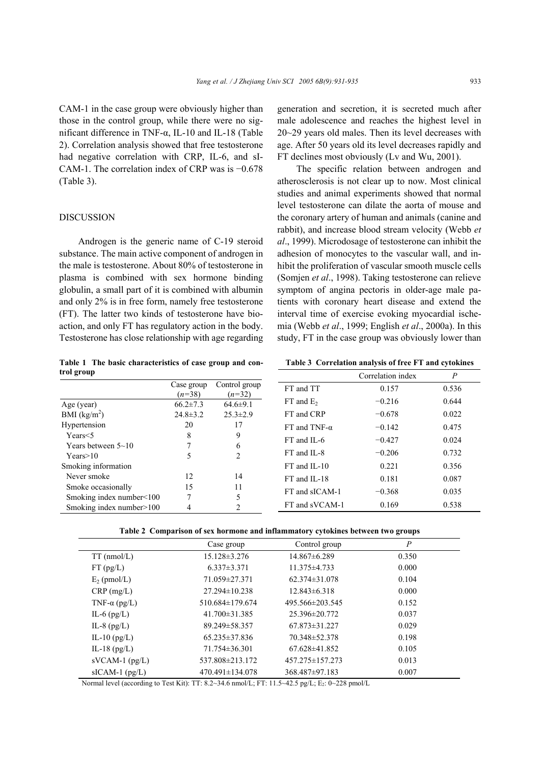CAM-1 in the case group were obviously higher than those in the control group, while there were no significant difference in TNF-α, IL-10 and IL-18 (Table 2). Correlation analysis showed that free testosterone had negative correlation with CRP, IL-6, and sICAM-1. The correlation index of CRP was is −0.678 (Table 3).

## DISCUSSION

Androgen is the generic name of C-19 steroid substance. The main active component of androgen in the male is testosterone. About 80% of testosterone in plasma is combined with sex hormone binding globulin, a small part of it is combined with albumin and only 2% is in free form, namely free testosterone (FT). The latter two kinds of testosterone have bioaction, and only FT has regulatory action in the body. Testosterone has close relationship with age regarding generation and secretion, it is secreted much after male adolescence and reaches the highest level in 20~29 years old males. Then its level decreases with age. After 50 years old its level decreases rapidly and FT declines most obviously (Lv and Wu, 2001).

The specific relation between androgen and atherosclerosis is not clear up to now. Most clinical studies and animal experiments showed that normal level testosterone can dilate the aorta of mouse and the coronary artery of human and animals (canine and rabbit), and increase blood stream velocity (Webb *et al*., 1999). Microdosage of testosterone can inhibit the adhesion of monocytes to the vascular wall, and inhibit the proliferation of vascular smooth muscle cells (Somjen *et al*., 1998). Taking testosterone can relieve symptom of angina pectoris in older-age male patients with coronary heart disease and extend the interval time of exercise evoking myocardial ischemia (Webb *et al*., 1999; English *et al*., 2000a). In this study, FT in the case group was obviously lower than

**Table 1 The basic characteristics of case group and control group**

| | Case group ($n$=38) | Control group ($n$=32) |
|---|---|---|
| Age (year) | 66.2±7.3 | 64.6±9.1 |
| BMI (kg/m$^2$) | 24.8±3.2 | 25.3±2.9 |
| Hypertension | 20 | 17 |
| Years<5 | 8 | 9 |
| Years between 5~10 | 7 | 6 |
| Years>10 | 5 | 2 |
| Smoking information | | |
| Never smoke | 12 | 14 |
| Smoke occasionally | 15 | 11 |
| Smoking index number<100 | 7 | 5 |
| Smoking index number>100 | 4 | 2 |

**Table 3 Correlation analysis of free FT and cytokines**

| | Correlation index | $P$ |
|---|---|---|
| FT and TT | 0.157 | 0.536 |
| FT and $E_2$ | −0.216 | 0.644 |
| FT and CRP | −0.678 | 0.022 |
| FT and TNF-α | −0.142 | 0.475 |
| FT and IL-6 | −0.427 | 0.024 |
| FT and IL-8 | −0.206 | 0.732 |
| FT and IL-10 | 0.221 | 0.356 |
| FT and IL-18 | 0.181 | 0.087 |
| FT and sICAM-1 | −0.368 | 0.035 |
| FT and sVCAM-1 | 0.169 | 0.538 |

**Table 2 Comparison of sex hormone and inflammatory cytokines between two groups**

| | Case group | Control group | $P$ |
|---|---|---|---|
| TT (nmol/L) | 15.128±3.276 | 14.867±6.289 | 0.350 |
| FT (pg/L) | 6.337±3.371 | 11.375±4.733 | 0.000 |
| $E_2$ (pmol/L) | 71.059±27.371 | 62.374±31.078 | 0.104 |
| CRP (mg/L) | 27.294±10.238 | 12.843±6.318 | 0.000 |
| TNF-α (pg/L) | 510.684±179.674 | 495.566±203.545 | 0.152 |
| IL-6 (pg/L) | 41.700±31.385 | 25.396±20.772 | 0.037 |
| IL-8 (pg/L) | 89.249±58.357 | 67.873±31.227 | 0.029 |
| IL-10 (pg/L) | 65.235±37.836 | 70.348±52.378 | 0.198 |
| IL-18 (pg/L) | 71.754±36.301 | 67.628±41.852 | 0.105 |
| sVCAM-1 (pg/L) | 537.808±213.172 | 457.275±157.273 | 0.013 |
| sICAM-1 (pg/L) | 470.491±134.078 | 368.487±97.183 | 0.007 |

Normal level (according to Test Kit): TT: 8.2~34.6 nmol/L; FT: 11.5~42.5 pg/L; $E_2$: 0~228 pmol/L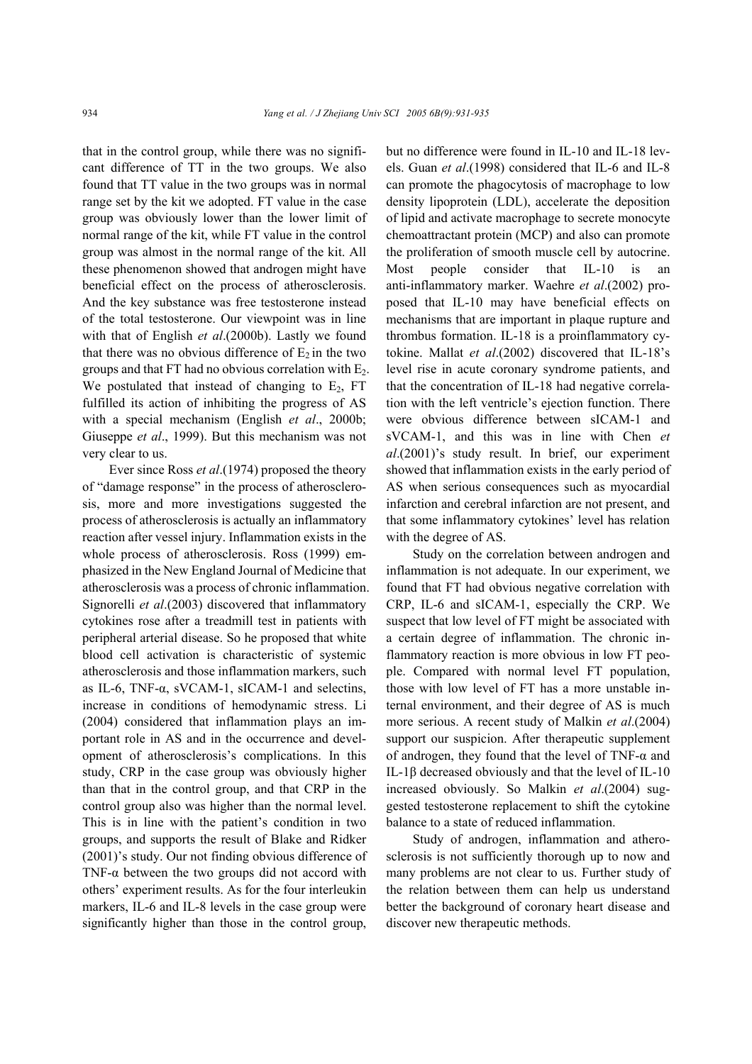that in the control group, while there was no significant difference of TT in the two groups. We also found that TT value in the two groups was in normal range set by the kit we adopted. FT value in the case group was obviously lower than the lower limit of normal range of the kit, while FT value in the control group was almost in the normal range of the kit. All these phenomenon showed that androgen might have beneficial effect on the process of atherosclerosis. And the key substance was free testosterone instead of the total testosterone. Our viewpoint was in line with that of English *et al*.(2000b). Lastly we found that there was no obvious difference of $E_2$ in the two groups and that FT had no obvious correlation with $E_2$. We postulated that instead of changing to $E_2$, FT fulfilled its action of inhibiting the progress of AS with a special mechanism (English *et al*., 2000b; Giuseppe *et al*., 1999). But this mechanism was not very clear to us.

Ever since Ross *et al*.(1974) proposed the theory of "damage response" in the process of atherosclerosis, more and more investigations suggested the process of atherosclerosis is actually an inflammatory reaction after vessel injury. Inflammation exists in the whole process of atherosclerosis. Ross (1999) emphasized in the New England Journal of Medicine that atherosclerosis was a process of chronic inflammation. Signorelli *et al*.(2003) discovered that inflammatory cytokines rose after a treadmill test in patients with peripheral arterial disease. So he proposed that white blood cell activation is characteristic of systemic atherosclerosis and those inflammation markers, such as IL-6, TNF-α, sVCAM-1, sICAM-1 and selectins, increase in conditions of hemodynamic stress. Li (2004) considered that inflammation plays an important role in AS and in the occurrence and development of atherosclerosis's complications. In this study, CRP in the case group was obviously higher than that in the control group, and that CRP in the control group also was higher than the normal level. This is in line with the patient's condition in two groups, and supports the result of Blake and Ridker (2001)'s study. Our not finding obvious difference of TNF-α between the two groups did not accord with others' experiment results. As for the four interleukin markers, IL-6 and IL-8 levels in the case group were significantly higher than those in the control group, but no difference were found in IL-10 and IL-18 levels. Guan *et al*.(1998) considered that IL-6 and IL-8 can promote the phagocytosis of macrophage to low density lipoprotein (LDL), accelerate the deposition of lipid and activate macrophage to secrete monocyte chemoattractant protein (MCP) and also can promote the proliferation of smooth muscle cell by autocrine. Most people consider that IL-10 is an anti-inflammatory marker. Waehre *et al*.(2002) proposed that IL-10 may have beneficial effects on mechanisms that are important in plaque rupture and thrombus formation. IL-18 is a proinflammatory cytokine. Mallat *et al*.(2002) discovered that IL-18's level rise in acute coronary syndrome patients, and that the concentration of IL-18 had negative correlation with the left ventricle's ejection function. There were obvious difference between sICAM-1 and sVCAM-1, and this was in line with Chen *et al*.(2001)'s study result. In brief, our experiment showed that inflammation exists in the early period of AS when serious consequences such as myocardial infarction and cerebral infarction are not present, and that some inflammatory cytokines' level has relation with the degree of AS.

Study on the correlation between androgen and inflammation is not adequate. In our experiment, we found that FT had obvious negative correlation with CRP, IL-6 and sICAM-1, especially the CRP. We suspect that low level of FT might be associated with a certain degree of inflammation. The chronic inflammatory reaction is more obvious in low FT people. Compared with normal level FT population, those with low level of FT has a more unstable internal environment, and their degree of AS is much more serious. A recent study of Malkin *et al*.(2004) support our suspicion. After therapeutic supplement of androgen, they found that the level of TNF-α and IL-1β decreased obviously and that the level of IL-10 increased obviously. So Malkin *et al*.(2004) suggested testosterone replacement to shift the cytokine balance to a state of reduced inflammation.

Study of androgen, inflammation and atherosclerosis is not sufficiently thorough up to now and many problems are not clear to us. Further study of the relation between them can help us understand better the background of coronary heart disease and discover new therapeutic methods.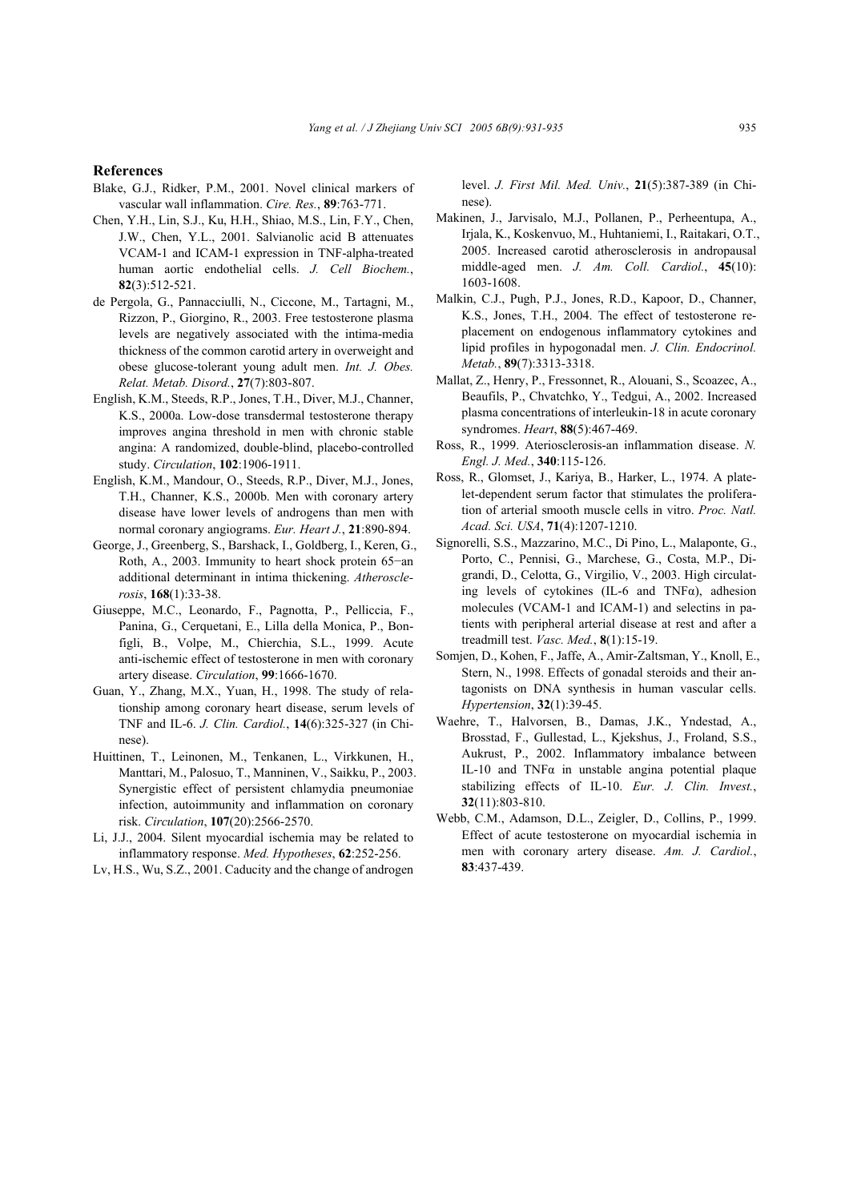## References

Blake, G.J., Ridker, P.M., 2001. Novel clinical markers of vascular wall inflammation. *Circ. Res.*, **89**:763-771.

Chen, Y.H., Lin, S.J., Ku, H.H., Shiao, M.S., Lin, F.Y., Chen, J.W., Chen, Y.L., 2001. Salvianolic acid B attenuates VCAM-1 and ICAM-1 expression in TNF-alpha-treated human aortic endothelial cells. *J. Cell Biochem.*, **82**(3):512-521.

de Pergola, G., Pannacciulli, N., Ciccone, M., Tartagni, M., Rizzon, P., Giorgino, R., 2003. Free testosterone plasma levels are negatively associated with the intima-media thickness of the common carotid artery in overweight and obese glucose-tolerant young adult men. *Int. J. Obes. Relat. Metab. Disord.*, **27**(7):803-807.

English, K.M., Steeds, R.P., Jones, T.H., Diver, M.J., Channer, K.S., 2000a. Low-dose transdermal testosterone therapy improves angina threshold in men with chronic stable angina: A randomized, double-blind, placebo-controlled study. *Circulation*, **102**:1906-1911.

English, K.M., Mandour, O., Steeds, R.P., Diver, M.J., Jones, T.H., Channer, K.S., 2000b. Men with coronary artery disease have lower levels of androgens than men with normal coronary angiograms. *Eur. Heart J.*, **21**:890-894.

George, J., Greenberg, S., Barshack, I., Goldberg, I., Keren, G., Roth, A., 2003. Immunity to heart shock protein 65−an additional determinant in intima thickening. *Atherosclerosis*, **168**(1):33-38.

Giuseppe, M.C., Leonardo, F., Pagnotta, P., Pelliccia, F., Panina, G., Cerquetani, E., Lilla della Monica, P., Bonfigli, B., Volpe, M., Chierchia, S.L., 1999. Acute anti-ischemic effect of testosterone in men with coronary artery disease. *Circulation*, **99**:1666-1670.

Guan, Y., Zhang, M.X., Yuan, H., 1998. The study of relationship among coronary heart disease, serum levels of TNF and IL-6. *J. Clin. Cardiol.*, **14**(6):325-327 (in Chinese).

Huittinen, T., Leinonen, M., Tenkanen, L., Virkkunen, H., Manttari, M., Palosuo, T., Manninen, V., Saikku, P., 2003. Synergistic effect of persistent chlamydia pneumoniae infection, autoimmunity and inflammation on coronary risk. *Circulation*, **107**(20):2566-2570.

Li, J.J., 2004. Silent myocardial ischemia may be related to inflammatory response. *Med. Hypotheses*, **62**:252-256.

Lv, H.S., Wu, S.Z., 2001. Caducity and the change of androgen level. *J. First Mil. Med. Univ.*, **21**(5):387-389 (in Chinese).

Makinen, J., Jarvisalo, M.J., Pollanen, P., Perheentupa, A., Irjala, K., Koskenvuo, M., Huhtaniemi, I., Raitakari, O.T., 2005. Increased carotid atherosclerosis in andropausal middle-aged men. *J. Am. Coll. Cardiol.*, **45**(10): 1603-1608.

Malkin, C.J., Pugh, P.J., Jones, R.D., Kapoor, D., Channer, K.S., Jones, T.H., 2004. The effect of testosterone replacement on endogenous inflammatory cytokines and lipid profiles in hypogonadal men. *J. Clin. Endocrinol. Metab.*, **89**(7):3313-3318.

Mallat, Z., Henry, P., Fressonnet, R., Alouani, S., Scoazec, A., Beaufils, P., Chvatchko, Y., Tedgui, A., 2002. Increased plasma concentrations of interleukin-18 in acute coronary syndromes. *Heart*, **88**(5):467-469.

Ross, R., 1999. Aterioscleresis-an inflammation disease. *N. Engl. J. Med.*, **340**:115-126.

Ross, R., Glomset, J., Kariya, B., Harker, L., 1974. A platelet-dependent serum factor that stimulates the proliferation of arterial smooth muscle cells in vitro. *Proc. Natl. Acad. Sci. USA*, **71**(4):1207-1210.

Signorelli, S.S., Mazzarino, M.C., Di Pino, L., Malaponte, G., Porto, C., Pennisi, G., Marchese, G., Costa, M.P., Digrandi, D., Celotta, G., Virgilio, V., 2003. High circulating levels of cytokines (IL-6 and TNFα), adhesion molecules (VCAM-1 and ICAM-1) and selectins in patients with peripheral arterial disease at rest and after a treadmill test. *Vasc. Med.*, **8**(1):15-19.

Somjen, D., Kohen, F., Jaffe, A., Amir-Zaltsman, Y., Knoll, E., Stern, N., 1998. Effects of gonadal steroids and their antagonists on DNA synthesis in human vascular cells. *Hypertension*, **32**(1):39-45.

Waehre, T., Halvorsen, B., Damas, J.K., Yndestad, A., Brosstad, F., Gullestad, L., Kjekshus, J., Froland, S.S., Aukrust, P., 2002. Inflammatory imbalance between IL-10 and TNFα in unstable angina potential plaque stabilizing effects of IL-10. *Eur. J. Clin. Invest.*, **32**(11):803-810.

Webb, C.M., Adamson, D.L., Zeigler, D., Collins, P., 1999. Effect of acute testosterone on myocardial ischemia in men with coronary artery disease. *Am. J. Cardiol.*, **83**:437-439.